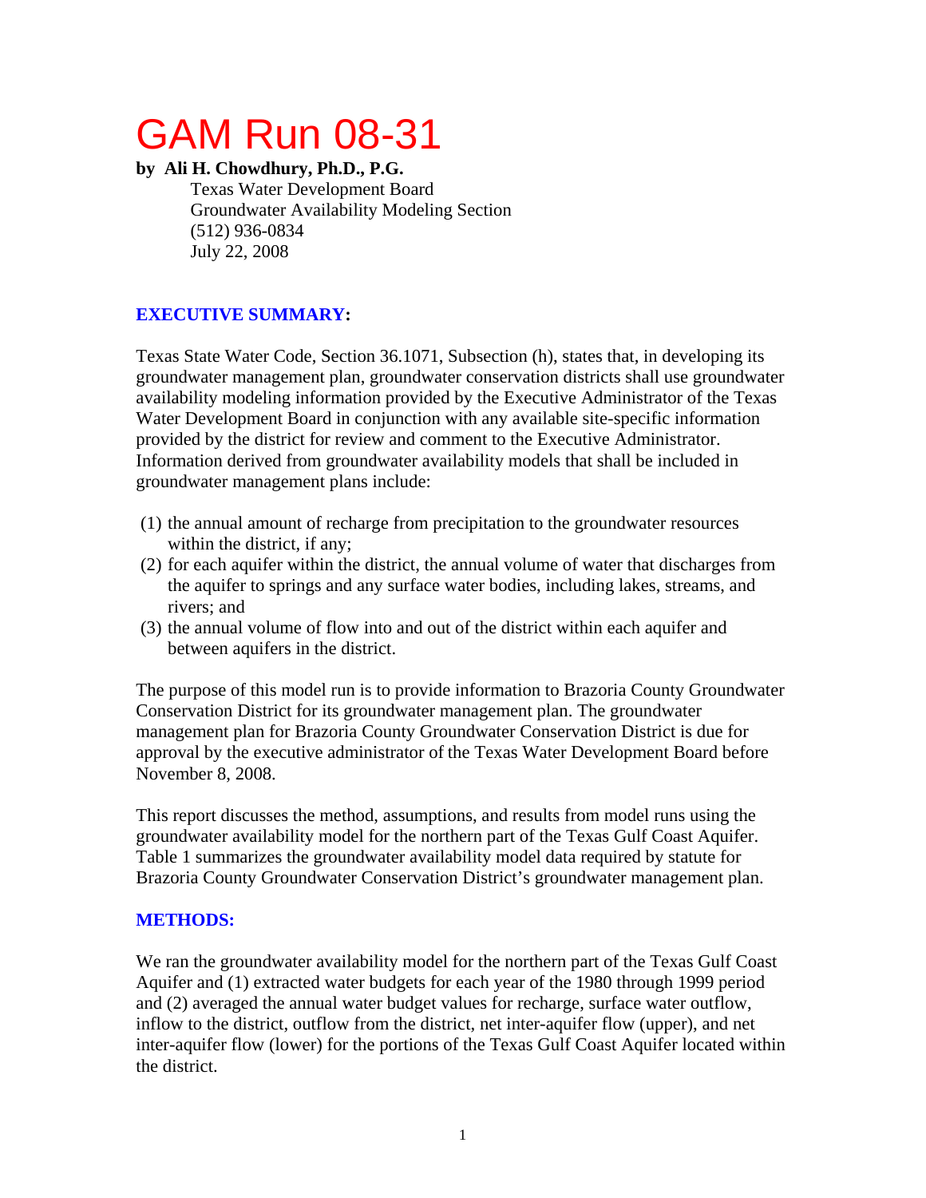# GAM Run 08-31

**by Ali H. Chowdhury, Ph.D., P.G.**
Texas Water Development Board
Groundwater Availability Modeling Section
(512) 936-0834
July 22, 2008

## EXECUTIVE SUMMARY:

Texas State Water Code, Section 36.1071, Subsection (h), states that, in developing its groundwater management plan, groundwater conservation districts shall use groundwater availability modeling information provided by the Executive Administrator of the Texas Water Development Board in conjunction with any available site-specific information provided by the district for review and comment to the Executive Administrator. Information derived from groundwater availability models that shall be included in groundwater management plans include:

(1) the annual amount of recharge from precipitation to the groundwater resources within the district, if any;
(2) for each aquifer within the district, the annual volume of water that discharges from the aquifer to springs and any surface water bodies, including lakes, streams, and rivers; and
(3) the annual volume of flow into and out of the district within each aquifer and between aquifers in the district.

The purpose of this model run is to provide information to Brazoria County Groundwater Conservation District for its groundwater management plan. The groundwater management plan for Brazoria County Groundwater Conservation District is due for approval by the executive administrator of the Texas Water Development Board before November 8, 2008.

This report discusses the method, assumptions, and results from model runs using the groundwater availability model for the northern part of the Texas Gulf Coast Aquifer. Table 1 summarizes the groundwater availability model data required by statute for Brazoria County Groundwater Conservation District's groundwater management plan.

## METHODS:

We ran the groundwater availability model for the northern part of the Texas Gulf Coast Aquifer and (1) extracted water budgets for each year of the 1980 through 1999 period and (2) averaged the annual water budget values for recharge, surface water outflow, inflow to the district, outflow from the district, net inter-aquifer flow (upper), and net inter-aquifer flow (lower) for the portions of the Texas Gulf Coast Aquifer located within the district.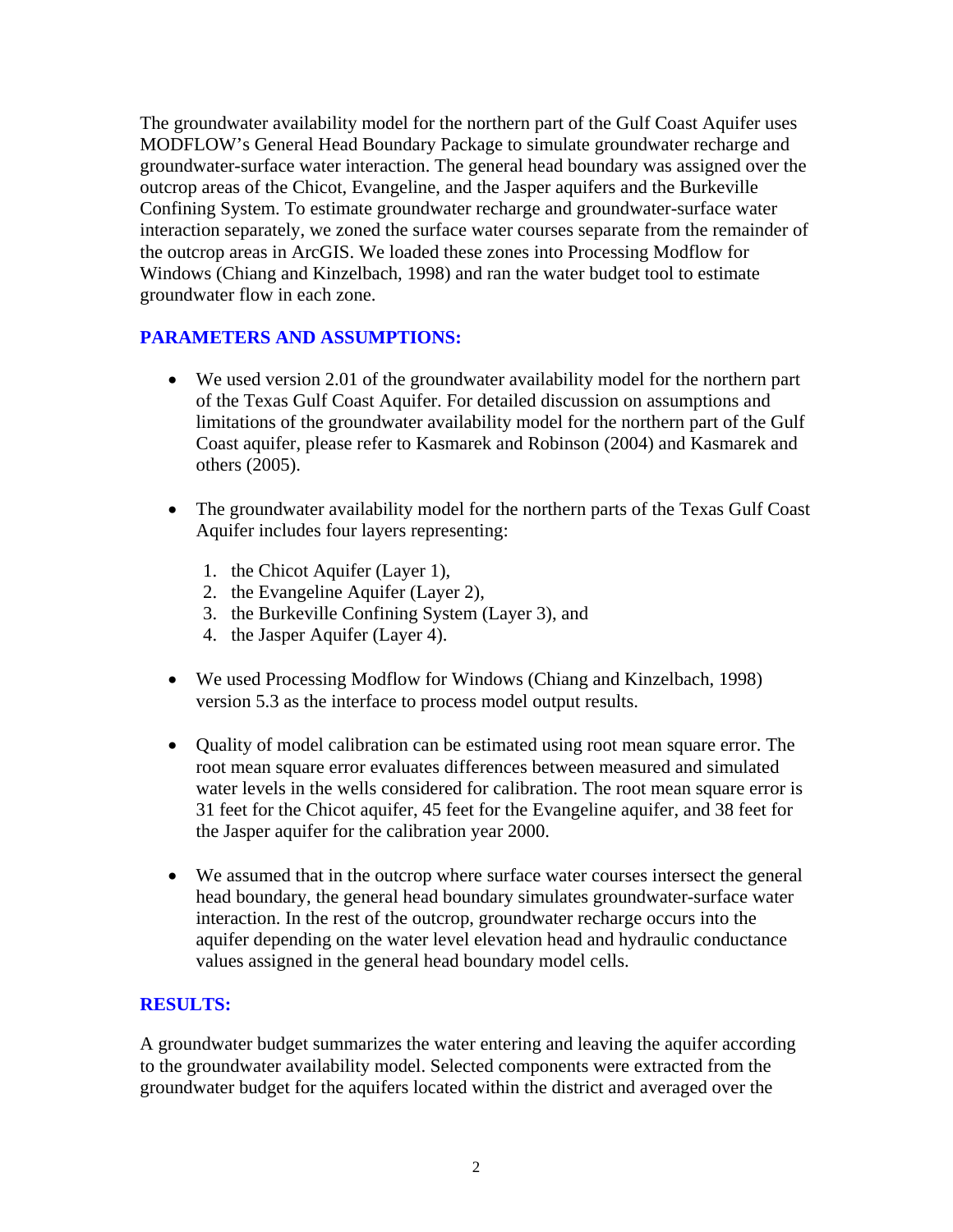The groundwater availability model for the northern part of the Gulf Coast Aquifer uses MODFLOW's General Head Boundary Package to simulate groundwater recharge and groundwater-surface water interaction. The general head boundary was assigned over the outcrop areas of the Chicot, Evangeline, and the Jasper aquifers and the Burkeville Confining System. To estimate groundwater recharge and groundwater-surface water interaction separately, we zoned the surface water courses separate from the remainder of the outcrop areas in ArcGIS. We loaded these zones into Processing Modflow for Windows (Chiang and Kinzelbach, 1998) and ran the water budget tool to estimate groundwater flow in each zone.

## PARAMETERS AND ASSUMPTIONS:

- We used version 2.01 of the groundwater availability model for the northern part of the Texas Gulf Coast Aquifer. For detailed discussion on assumptions and limitations of the groundwater availability model for the northern part of the Gulf Coast aquifer, please refer to Kasmarek and Robinson (2004) and Kasmarek and others (2005).

- The groundwater availability model for the northern parts of the Texas Gulf Coast Aquifer includes four layers representing:

  1. the Chicot Aquifer (Layer 1),
  2. the Evangeline Aquifer (Layer 2),
  3. the Burkeville Confining System (Layer 3), and
  4. the Jasper Aquifer (Layer 4).

- We used Processing Modflow for Windows (Chiang and Kinzelbach, 1998) version 5.3 as the interface to process model output results.

- Quality of model calibration can be estimated using root mean square error. The root mean square error evaluates differences between measured and simulated water levels in the wells considered for calibration. The root mean square error is 31 feet for the Chicot aquifer, 45 feet for the Evangeline aquifer, and 38 feet for the Jasper aquifer for the calibration year 2000.

- We assumed that in the outcrop where surface water courses intersect the general head boundary, the general head boundary simulates groundwater-surface water interaction. In the rest of the outcrop, groundwater recharge occurs into the aquifer depending on the water level elevation head and hydraulic conductance values assigned in the general head boundary model cells.

## RESULTS:

A groundwater budget summarizes the water entering and leaving the aquifer according to the groundwater availability model. Selected components were extracted from the groundwater budget for the aquifers located within the district and averaged over the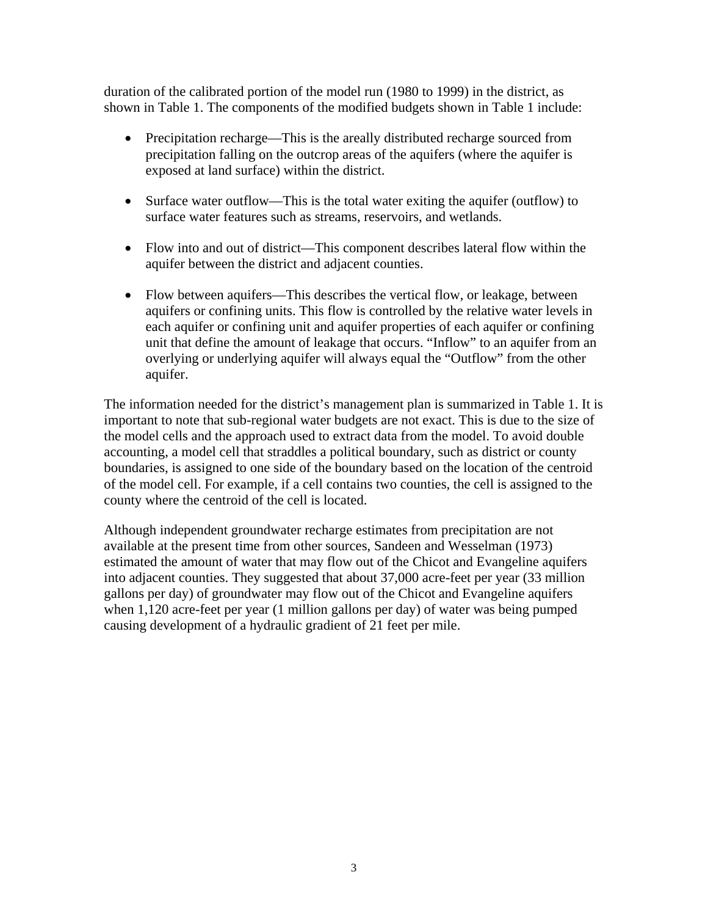duration of the calibrated portion of the model run (1980 to 1999) in the district, as shown in Table 1. The components of the modified budgets shown in Table 1 include:

- Precipitation recharge—This is the areally distributed recharge sourced from precipitation falling on the outcrop areas of the aquifers (where the aquifer is exposed at land surface) within the district.

- Surface water outflow—This is the total water exiting the aquifer (outflow) to surface water features such as streams, reservoirs, and wetlands.

- Flow into and out of district—This component describes lateral flow within the aquifer between the district and adjacent counties.

- Flow between aquifers—This describes the vertical flow, or leakage, between aquifers or confining units. This flow is controlled by the relative water levels in each aquifer or confining unit and aquifer properties of each aquifer or confining unit that define the amount of leakage that occurs. "Inflow" to an aquifer from an overlying or underlying aquifer will always equal the "Outflow" from the other aquifer.

The information needed for the district's management plan is summarized in Table 1. It is important to note that sub-regional water budgets are not exact. This is due to the size of the model cells and the approach used to extract data from the model. To avoid double accounting, a model cell that straddles a political boundary, such as district or county boundaries, is assigned to one side of the boundary based on the location of the centroid of the model cell. For example, if a cell contains two counties, the cell is assigned to the county where the centroid of the cell is located.

Although independent groundwater recharge estimates from precipitation are not available at the present time from other sources, Sandeen and Wesselman (1973) estimated the amount of water that may flow out of the Chicot and Evangeline aquifers into adjacent counties. They suggested that about 37,000 acre-feet per year (33 million gallons per day) of groundwater may flow out of the Chicot and Evangeline aquifers when 1,120 acre-feet per year (1 million gallons per day) of water was being pumped causing development of a hydraulic gradient of 21 feet per mile.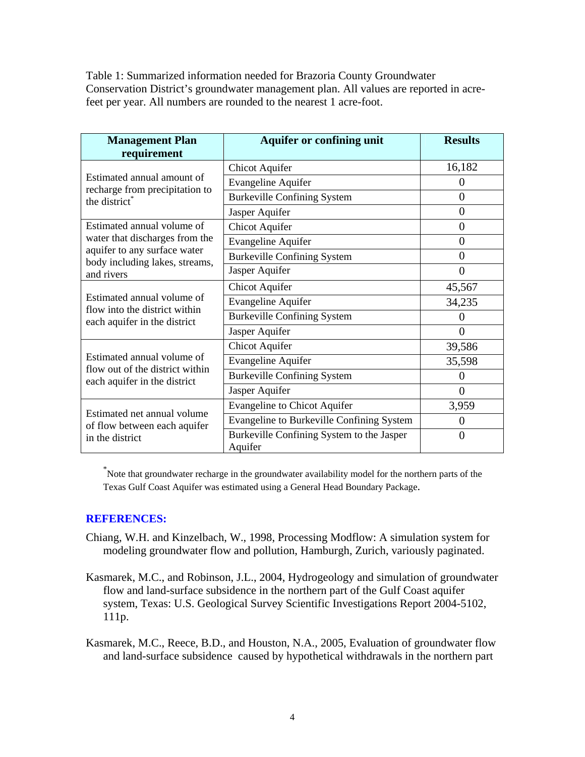Table 1: Summarized information needed for Brazoria County Groundwater Conservation District's groundwater management plan. All values are reported in acre-feet per year. All numbers are rounded to the nearest 1 acre-foot.

| Management Plan requirement | Aquifer or confining unit | Results |
|---|---|---|
| Estimated annual amount of recharge from precipitation to the district* | Chicot Aquifer | 16,182 |
| | Evangeline Aquifer | 0 |
| | Burkeville Confining System | 0 |
| | Jasper Aquifer | 0 |
| Estimated annual volume of water that discharges from the aquifer to any surface water body including lakes, streams, and rivers | Chicot Aquifer | 0 |
| | Evangeline Aquifer | 0 |
| | Burkeville Confining System | 0 |
| | Jasper Aquifer | 0 |
| Estimated annual volume of flow into the district within each aquifer in the district | Chicot Aquifer | 45,567 |
| | Evangeline Aquifer | 34,235 |
| | Burkeville Confining System | 0 |
| | Jasper Aquifer | 0 |
| Estimated annual volume of flow out of the district within each aquifer in the district | Chicot Aquifer | 39,586 |
| | Evangeline Aquifer | 35,598 |
| | Burkeville Confining System | 0 |
| | Jasper Aquifer | 0 |
| Estimated net annual volume of flow between each aquifer in the district | Evangeline to Chicot Aquifer | 3,959 |
| | Evangeline to Burkeville Confining System | 0 |
| | Burkeville Confining System to the Jasper Aquifer | 0 |

*Note that groundwater recharge in the groundwater availability model for the northern parts of the Texas Gulf Coast Aquifer was estimated using a General Head Boundary Package.

## REFERENCES:

Chiang, W.H. and Kinzelbach, W., 1998, Processing Modflow: A simulation system for modeling groundwater flow and pollution, Hamburgh, Zurich, variously paginated.

Kasmarek, M.C., and Robinson, J.L., 2004, Hydrogeology and simulation of groundwater flow and land-surface subsidence in the northern part of the Gulf Coast aquifer system, Texas: U.S. Geological Survey Scientific Investigations Report 2004-5102, 111p.

Kasmarek, M.C., Reece, B.D., and Houston, N.A., 2005, Evaluation of groundwater flow and land-surface subsidence caused by hypothetical withdrawals in the northern part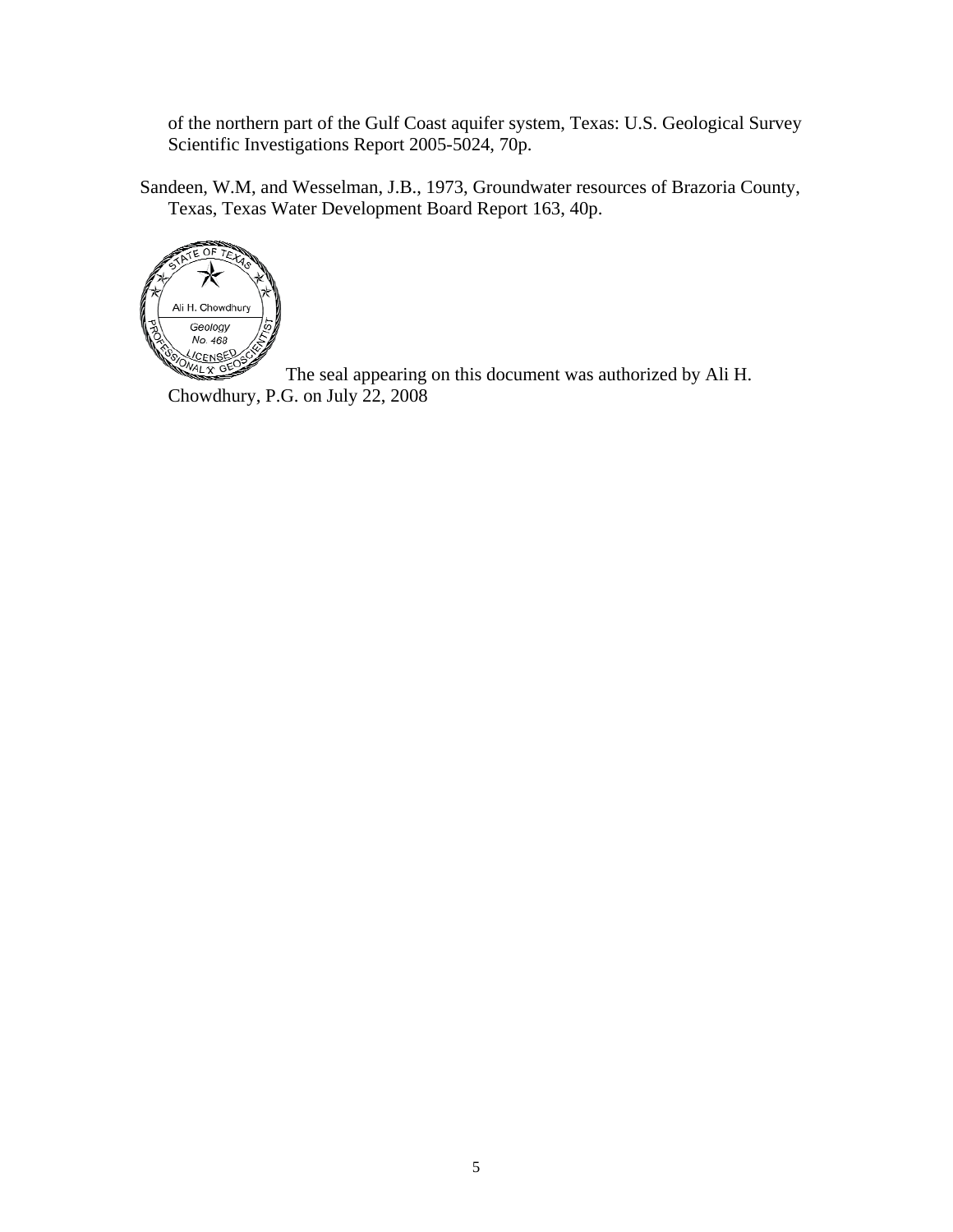of the northern part of the Gulf Coast aquifer system, Texas: U.S. Geological Survey Scientific Investigations Report 2005-5024, 70p.

Sandeen, W.M, and Wesselman, J.B., 1973, Groundwater resources of Brazoria County, Texas, Texas Water Development Board Report 163, 40p.

STATE OF TEXAS
Ali H. Chowdhury
Geology
No. 468
LICENSED
PROFESSIONAL GEOSCIENTIST

The seal appearing on this document was authorized by Ali H. Chowdhury, P.G. on July 22, 2008